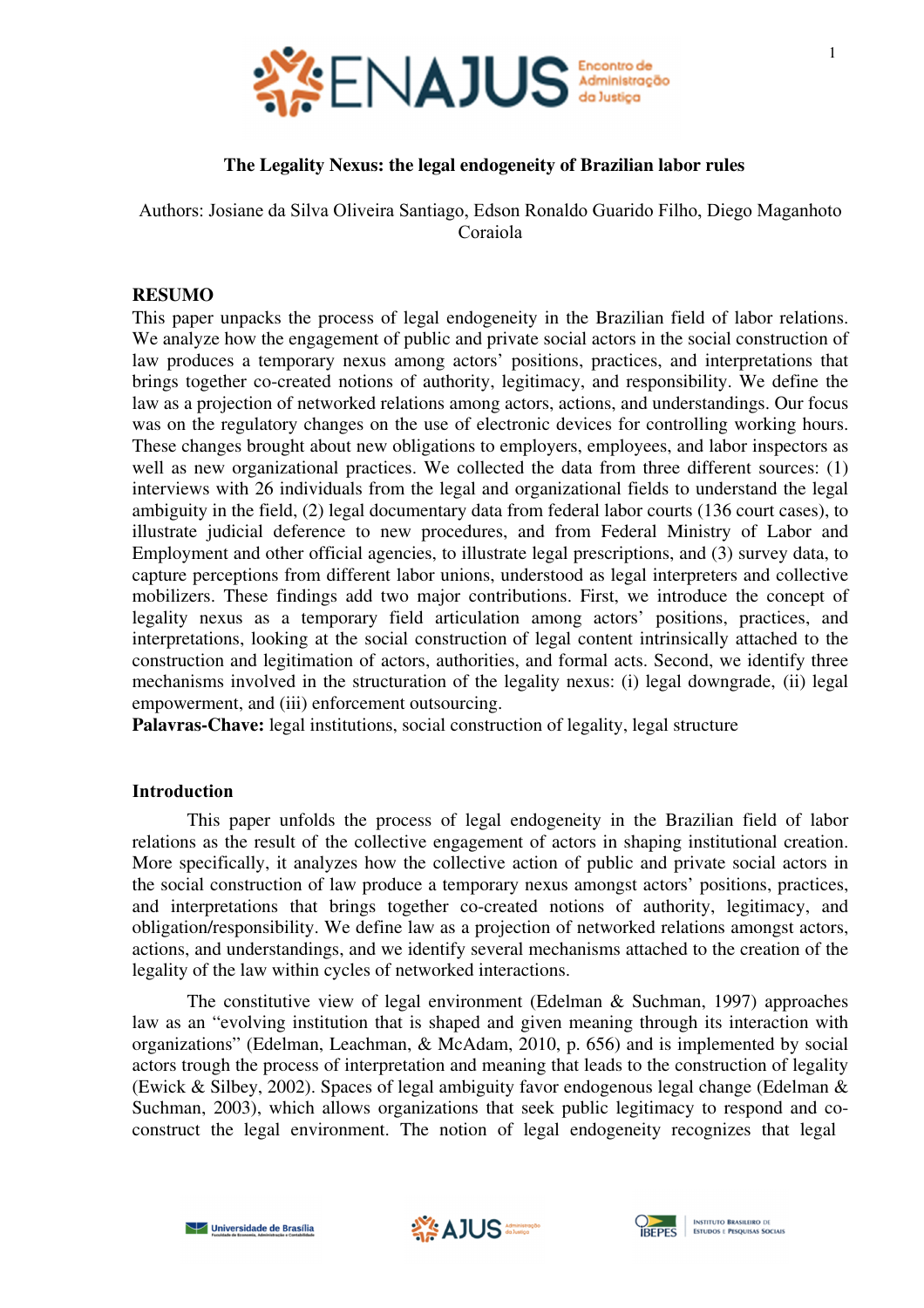# The Legality Nexus: the legal endogeneity of Brazilian labor rules

Authors: Josiane da Silva Oliveira Santiago, Edson Ronaldo Guarido Filho, Diego Maganhoto Coraiola

## RESUMO

This paper unpacks the process of legal endogeneity in the Brazilian field of labor relations. We analyze how the engagement of public and private social actors in the social construction of law produces a temporary nexus among actors' positions, practices, and interpretations that brings together co-created notions of authority, legitimacy, and responsibility. We define the law as a projection of networked relations among actors, actions, and understandings. Our focus was on the regulatory changes on the use of electronic devices for controlling working hours. These changes brought about new obligations to employers, employees, and labor inspectors as well as new organizational practices. We collected the data from three different sources: (1) interviews with 26 individuals from the legal and organizational fields to understand the legal ambiguity in the field, (2) legal documentary data from federal labor courts (136 court cases), to illustrate judicial deference to new procedures, and from Federal Ministry of Labor and Employment and other official agencies, to illustrate legal prescriptions, and (3) survey data, to capture perceptions from different labor unions, understood as legal interpreters and collective mobilizers. These findings add two major contributions. First, we introduce the concept of legality nexus as a temporary field articulation among actors' positions, practices, and interpretations, looking at the social construction of legal content intrinsically attached to the construction and legitimation of actors, authorities, and formal acts. Second, we identify three mechanisms involved in the structuration of the legality nexus: (i) legal downgrade, (ii) legal empowerment, and (iii) enforcement outsourcing.

**Palavras-Chave:** legal institutions, social construction of legality, legal structure

## Introduction

This paper unfolds the process of legal endogeneity in the Brazilian field of labor relations as the result of the collective engagement of actors in shaping institutional creation. More specifically, it analyzes how the collective action of public and private social actors in the social construction of law produce a temporary nexus amongst actors' positions, practices, and interpretations that brings together co-created notions of authority, legitimacy, and obligation/responsibility. We define law as a projection of networked relations amongst actors, actions, and understandings, and we identify several mechanisms attached to the creation of the legality of the law within cycles of networked interactions.

The constitutive view of legal environment (Edelman & Suchman, 1997) approaches law as an "evolving institution that is shaped and given meaning through its interaction with organizations" (Edelman, Leachman, & McAdam, 2010, p. 656) and is implemented by social actors trough the process of interpretation and meaning that leads to the construction of legality (Ewick & Silbey, 2002). Spaces of legal ambiguity favor endogenous legal change (Edelman & Suchman, 2003), which allows organizations that seek public legitimacy to respond and co-construct the legal environment. The notion of legal endogeneity recognizes that legal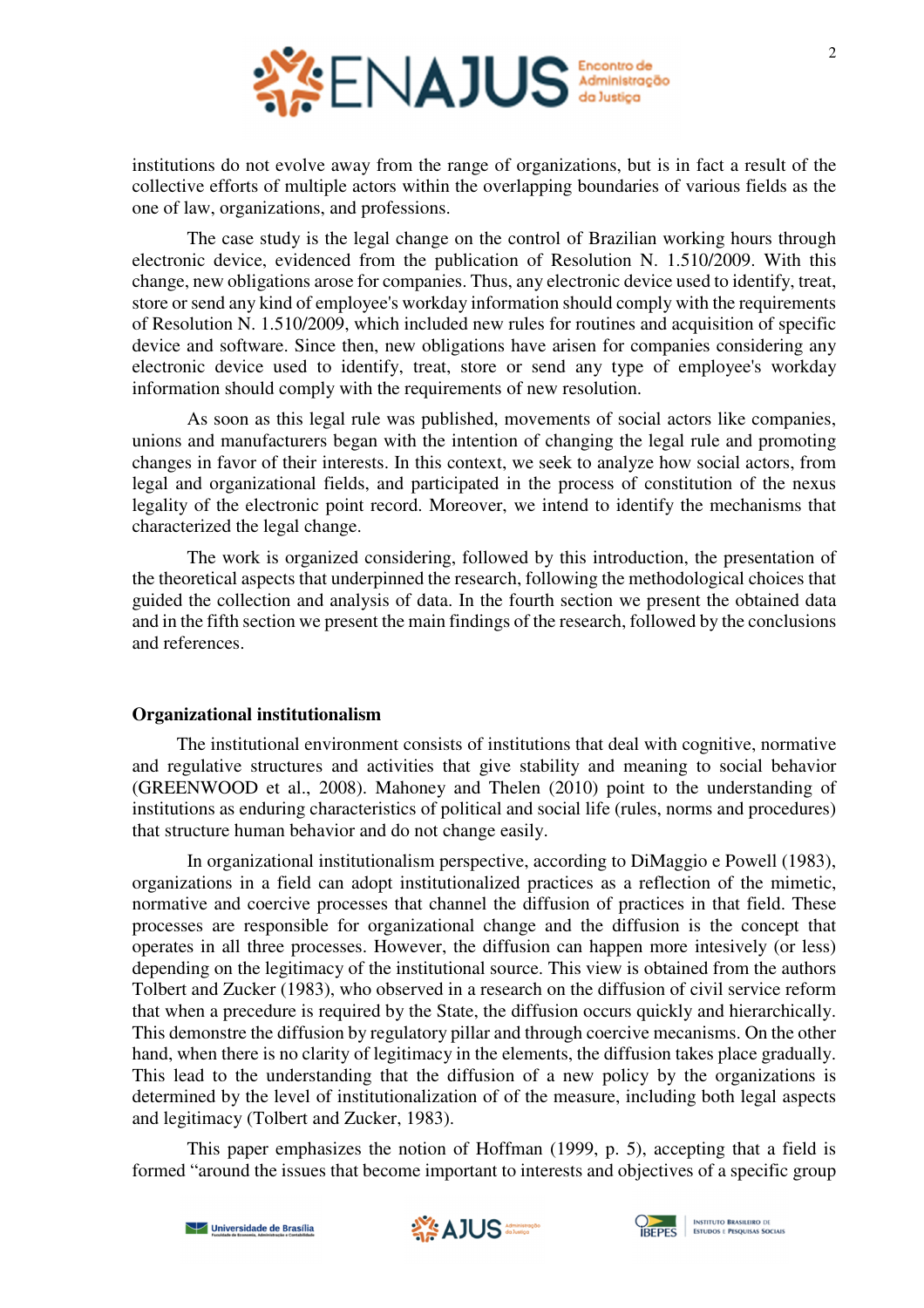institutions do not evolve away from the range of organizations, but is in fact a result of the collective efforts of multiple actors within the overlapping boundaries of various fields as the one of law, organizations, and professions.

The case study is the legal change on the control of Brazilian working hours through electronic device, evidenced from the publication of Resolution N. 1.510/2009. With this change, new obligations arose for companies. Thus, any electronic device used to identify, treat, store or send any kind of employee's workday information should comply with the requirements of Resolution N. 1.510/2009, which included new rules for routines and acquisition of specific device and software. Since then, new obligations have arisen for companies considering any electronic device used to identify, treat, store or send any type of employee's workday information should comply with the requirements of new resolution.

As soon as this legal rule was published, movements of social actors like companies, unions and manufacturers began with the intention of changing the legal rule and promoting changes in favor of their interests. In this context, we seek to analyze how social actors, from legal and organizational fields, and participated in the process of constitution of the nexus legality of the electronic point record. Moreover, we intend to identify the mechanisms that characterized the legal change.

The work is organized considering, followed by this introduction, the presentation of the theoretical aspects that underpinned the research, following the methodological choices that guided the collection and analysis of data. In the fourth section we present the obtained data and in the fifth section we present the main findings of the research, followed by the conclusions and references.

## Organizational institutionalism

The institutional environment consists of institutions that deal with cognitive, normative and regulative structures and activities that give stability and meaning to social behavior (GREENWOOD et al., 2008). Mahoney and Thelen (2010) point to the understanding of institutions as enduring characteristics of political and social life (rules, norms and procedures) that structure human behavior and do not change easily.

In organizational institutionalism perspective, according to DiMaggio e Powell (1983), organizations in a field can adopt institutionalized practices as a reflection of the mimetic, normative and coercive processes that channel the diffusion of practices in that field. These processes are responsible for organizational change and the diffusion is the concept that operates in all three processes. However, the diffusion can happen more intesively (or less) depending on the legitimacy of the institutional source. This view is obtained from the authors Tolbert and Zucker (1983), who observed in a research on the diffusion of civil service reform that when a precedure is required by the State, the diffusion occurs quickly and hierarchically. This demonstre the diffusion by regulatory pillar and through coercive mecanisms. On the other hand, when there is no clarity of legitimacy in the elements, the diffusion takes place gradually. This lead to the understanding that the diffusion of a new policy by the organizations is determined by the level of institutionalization of of the measure, including both legal aspects and legitimacy (Tolbert and Zucker, 1983).

This paper emphasizes the notion of Hoffman (1999, p. 5), accepting that a field is formed “around the issues that become important to interests and objectives of a specific group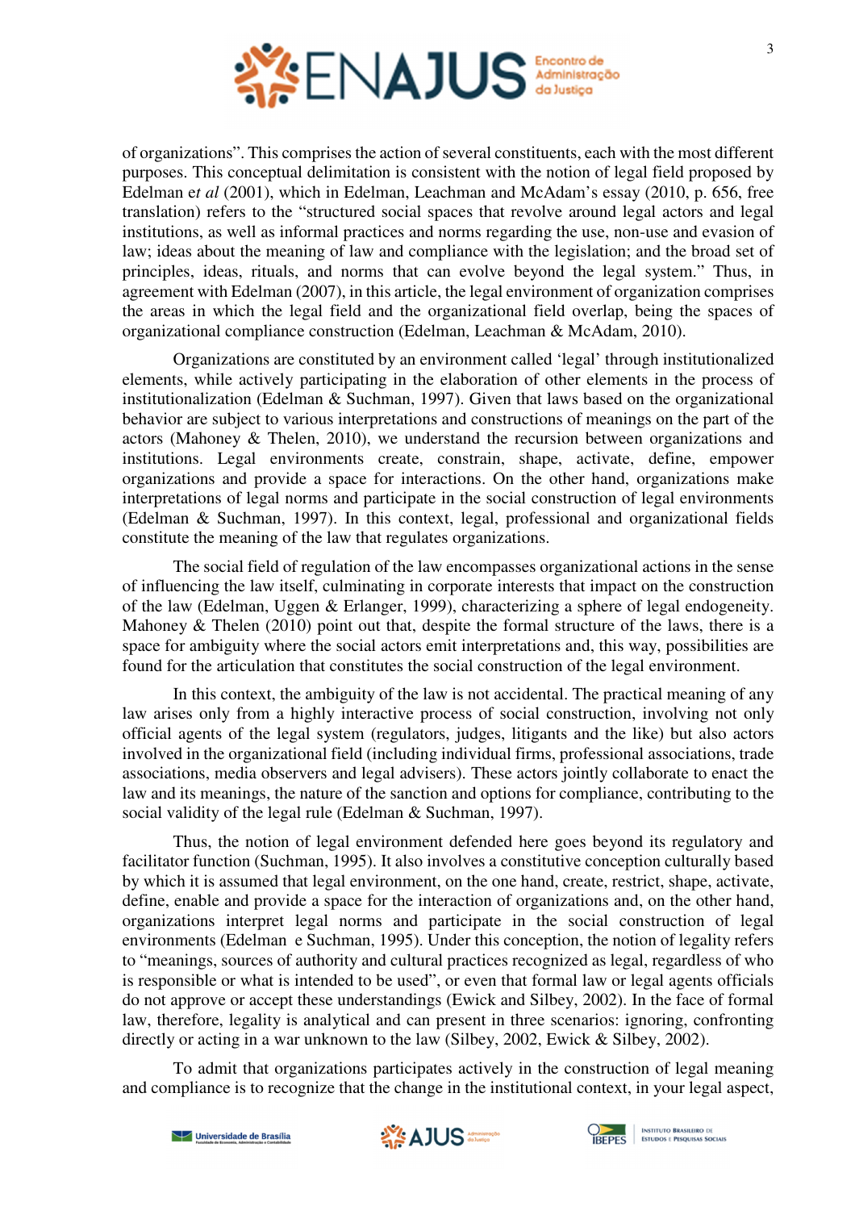of organizations". This comprises the action of several constituents, each with the most different purposes. This conceptual delimitation is consistent with the notion of legal field proposed by Edelman e*t al* (2001), which in Edelman, Leachman and McAdam's essay (2010, p. 656, free translation) refers to the "structured social spaces that revolve around legal actors and legal institutions, as well as informal practices and norms regarding the use, non-use and evasion of law; ideas about the meaning of law and compliance with the legislation; and the broad set of principles, ideas, rituals, and norms that can evolve beyond the legal system." Thus, in agreement with Edelman (2007), in this article, the legal environment of organization comprises the areas in which the legal field and the organizational field overlap, being the spaces of organizational compliance construction (Edelman, Leachman & McAdam, 2010).

Organizations are constituted by an environment called 'legal' through institutionalized elements, while actively participating in the elaboration of other elements in the process of institutionalization (Edelman & Suchman, 1997). Given that laws based on the organizational behavior are subject to various interpretations and constructions of meanings on the part of the actors (Mahoney & Thelen, 2010), we understand the recursion between organizations and institutions. Legal environments create, constrain, shape, activate, define, empower organizations and provide a space for interactions. On the other hand, organizations make interpretations of legal norms and participate in the social construction of legal environments (Edelman & Suchman, 1997). In this context, legal, professional and organizational fields constitute the meaning of the law that regulates organizations.

The social field of regulation of the law encompasses organizational actions in the sense of influencing the law itself, culminating in corporate interests that impact on the construction of the law (Edelman, Uggen & Erlanger, 1999), characterizing a sphere of legal endogeneity. Mahoney & Thelen (2010) point out that, despite the formal structure of the laws, there is a space for ambiguity where the social actors emit interpretations and, this way, possibilities are found for the articulation that constitutes the social construction of the legal environment.

In this context, the ambiguity of the law is not accidental. The practical meaning of any law arises only from a highly interactive process of social construction, involving not only official agents of the legal system (regulators, judges, litigants and the like) but also actors involved in the organizational field (including individual firms, professional associations, trade associations, media observers and legal advisers). These actors jointly collaborate to enact the law and its meanings, the nature of the sanction and options for compliance, contributing to the social validity of the legal rule (Edelman & Suchman, 1997).

Thus, the notion of legal environment defended here goes beyond its regulatory and facilitator function (Suchman, 1995). It also involves a constitutive conception culturally based by which it is assumed that legal environment, on the one hand, create, restrict, shape, activate, define, enable and provide a space for the interaction of organizations and, on the other hand, organizations interpret legal norms and participate in the social construction of legal environments (Edelman e Suchman, 1995). Under this conception, the notion of legality refers to "meanings, sources of authority and cultural practices recognized as legal, regardless of who is responsible or what is intended to be used", or even that formal law or legal agents officials do not approve or accept these understandings (Ewick and Silbey, 2002). In the face of formal law, therefore, legality is analytical and can present in three scenarios: ignoring, confronting directly or acting in a war unknown to the law (Silbey, 2002, Ewick & Silbey, 2002).

To admit that organizations participates actively in the construction of legal meaning and compliance is to recognize that the change in the institutional context, in your legal aspect,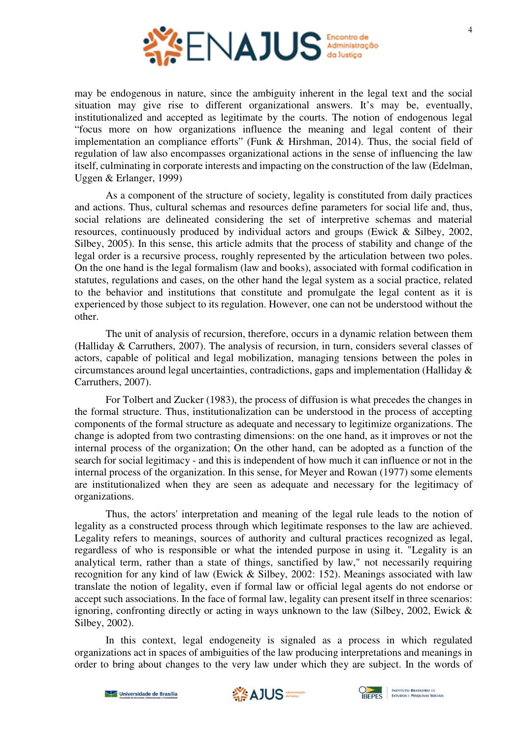may be endogenous in nature, since the ambiguity inherent in the legal text and the social situation may give rise to different organizational answers. It's may be, eventually, institutionalized and accepted as legitimate by the courts. The notion of endogenous legal "focus more on how organizations influence the meaning and legal content of their implementation an compliance efforts" (Funk & Hirshman, 2014). Thus, the social field of regulation of law also encompasses organizational actions in the sense of influencing the law itself, culminating in corporate interests and impacting on the construction of the law (Edelman, Uggen & Erlanger, 1999)

As a component of the structure of society, legality is constituted from daily practices and actions. Thus, cultural schemas and resources define parameters for social life and, thus, social relations are delineated considering the set of interpretive schemas and material resources, continuously produced by individual actors and groups (Ewick & Silbey, 2002, Silbey, 2005). In this sense, this article admits that the process of stability and change of the legal order is a recursive process, roughly represented by the articulation between two poles. On the one hand is the legal formalism (law and books), associated with formal codification in statutes, regulations and cases, on the other hand the legal system as a social practice, related to the behavior and institutions that constitute and promulgate the legal content as it is experienced by those subject to its regulation. However, one can not be understood without the other.

The unit of analysis of recursion, therefore, occurs in a dynamic relation between them (Halliday & Carruthers, 2007). The analysis of recursion, in turn, considers several classes of actors, capable of political and legal mobilization, managing tensions between the poles in circumstances around legal uncertainties, contradictions, gaps and implementation (Halliday & Carruthers, 2007).

For Tolbert and Zucker (1983), the process of diffusion is what precedes the changes in the formal structure. Thus, institutionalization can be understood in the process of accepting components of the formal structure as adequate and necessary to legitimize organizations. The change is adopted from two contrasting dimensions: on the one hand, as it improves or not the internal process of the organization; On the other hand, can be adopted as a function of the search for social legitimacy - and this is independent of how much it can influence or not in the internal process of the organization. In this sense, for Meyer and Rowan (1977) some elements are institutionalized when they are seen as adequate and necessary for the legitimacy of organizations.

Thus, the actors' interpretation and meaning of the legal rule leads to the notion of legality as a constructed process through which legitimate responses to the law are achieved. Legality refers to meanings, sources of authority and cultural practices recognized as legal, regardless of who is responsible or what the intended purpose in using it. "Legality is an analytical term, rather than a state of things, sanctified by law," not necessarily requiring recognition for any kind of law (Ewick & Silbey, 2002: 152). Meanings associated with law translate the notion of legality, even if formal law or official legal agents do not endorse or accept such associations. In the face of formal law, legality can present itself in three scenarios: ignoring, confronting directly or acting in ways unknown to the law (Silbey, 2002, Ewick & Silbey, 2002).

In this context, legal endogeneity is signaled as a process in which regulated organizations act in spaces of ambiguities of the law producing interpretations and meanings in order to bring about changes to the very law under which they are subject. In the words of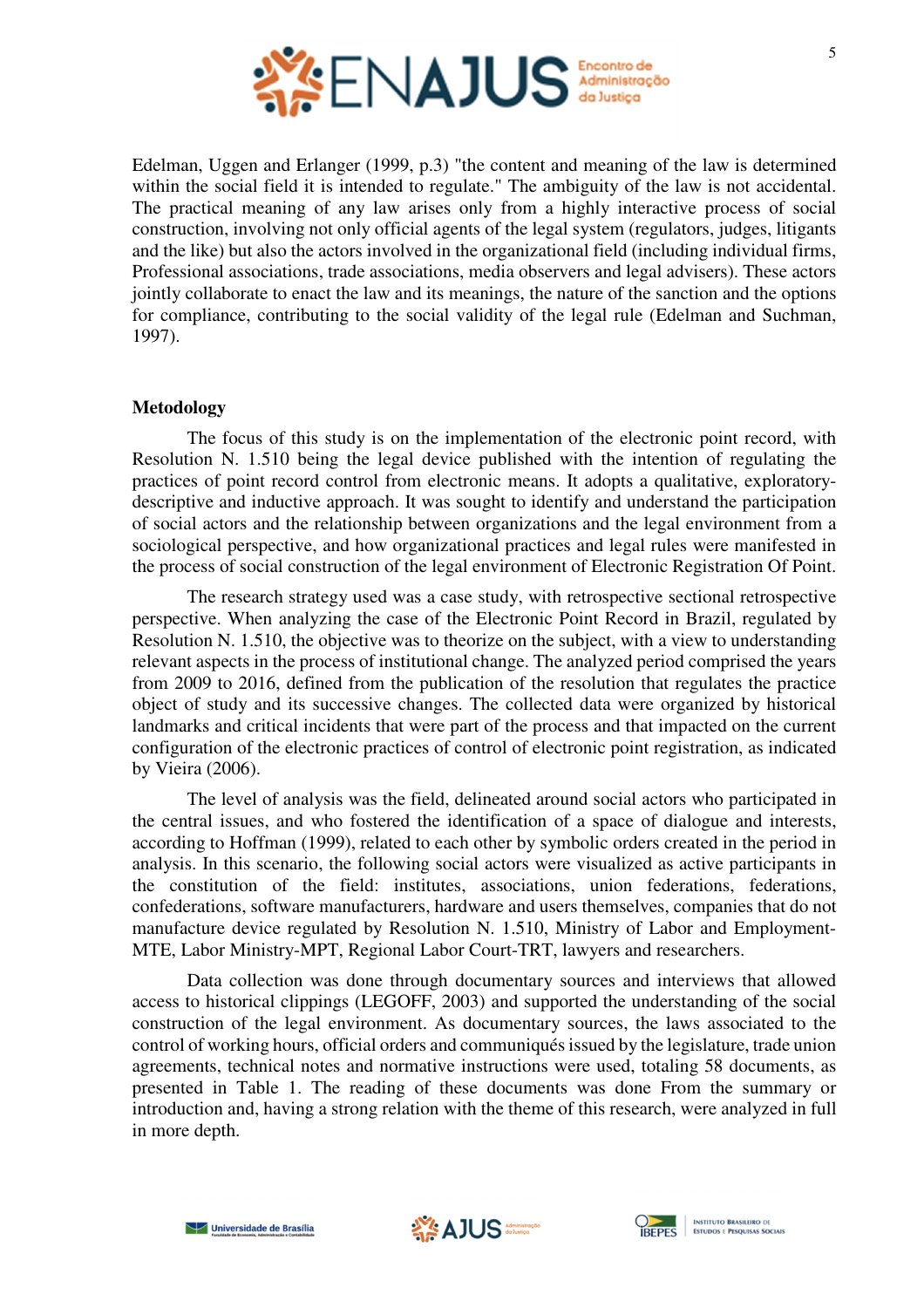Edelman, Uggen and Erlanger (1999, p.3) "the content and meaning of the law is determined within the social field it is intended to regulate." The ambiguity of the law is not accidental. The practical meaning of any law arises only from a highly interactive process of social construction, involving not only official agents of the legal system (regulators, judges, litigants and the like) but also the actors involved in the organizational field (including individual firms, Professional associations, trade associations, media observers and legal advisers). These actors jointly collaborate to enact the law and its meanings, the nature of the sanction and the options for compliance, contributing to the social validity of the legal rule (Edelman and Suchman, 1997).

## Metodology

The focus of this study is on the implementation of the electronic point record, with Resolution N. 1.510 being the legal device published with the intention of regulating the practices of point record control from electronic means. It adopts a qualitative, exploratory-descriptive and inductive approach. It was sought to identify and understand the participation of social actors and the relationship between organizations and the legal environment from a sociological perspective, and how organizational practices and legal rules were manifested in the process of social construction of the legal environment of Electronic Registration Of Point.

The research strategy used was a case study, with retrospective sectional retrospective perspective. When analyzing the case of the Electronic Point Record in Brazil, regulated by Resolution N. 1.510, the objective was to theorize on the subject, with a view to understanding relevant aspects in the process of institutional change. The analyzed period comprised the years from 2009 to 2016, defined from the publication of the resolution that regulates the practice object of study and its successive changes. The collected data were organized by historical landmarks and critical incidents that were part of the process and that impacted on the current configuration of the electronic practices of control of electronic point registration, as indicated by Vieira (2006).

The level of analysis was the field, delineated around social actors who participated in the central issues, and who fostered the identification of a space of dialogue and interests, according to Hoffman (1999), related to each other by symbolic orders created in the period in analysis. In this scenario, the following social actors were visualized as active participants in the constitution of the field: institutes, associations, union federations, federations, confederations, software manufacturers, hardware and users themselves, companies that do not manufacture device regulated by Resolution N. 1.510, Ministry of Labor and Employment-MTE, Labor Ministry-MPT, Regional Labor Court-TRT, lawyers and researchers.

Data collection was done through documentary sources and interviews that allowed access to historical clippings (LEGOFF, 2003) and supported the understanding of the social construction of the legal environment. As documentary sources, the laws associated to the control of working hours, official orders and communiqués issued by the legislature, trade union agreements, technical notes and normative instructions were used, totaling 58 documents, as presented in Table 1. The reading of these documents was done From the summary or introduction and, having a strong relation with the theme of this research, were analyzed in full in more depth.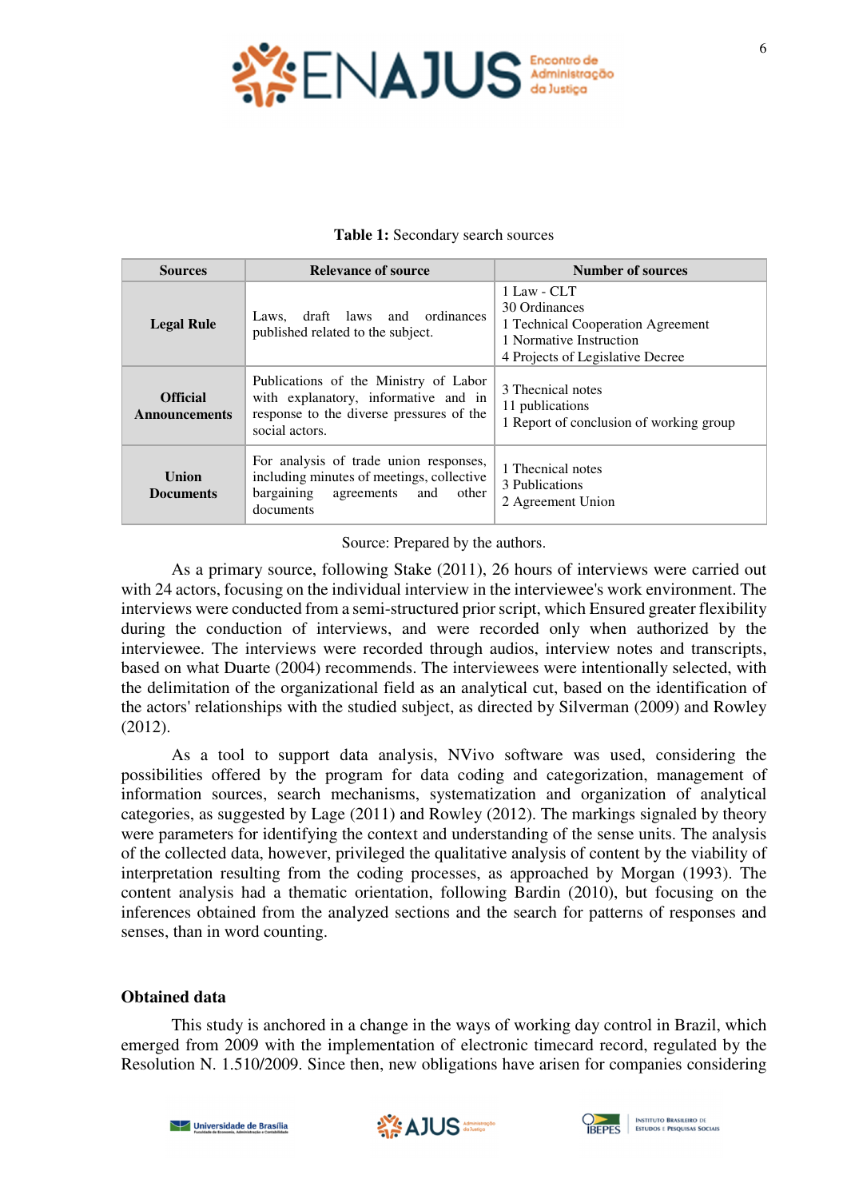**Table 1:** Secondary search sources

| Sources | Relevance of source | Number of sources |
|---|---|---|
| **Legal Rule** | Laws, draft laws and ordinances published related to the subject. | 1 Law - CLT<br>30 Ordinances<br>1 Technical Cooperation Agreement<br>1 Normative Instruction<br>4 Projects of Legislative Decree |
| **Official Announcements** | Publications of the Ministry of Labor with explanatory, informative and in response to the diverse pressures of the social actors. | 3 Thecnical notes<br>11 publications<br>1 Report of conclusion of working group |
| **Union Documents** | For analysis of trade union responses, including minutes of meetings, collective bargaining agreements and other documents | 1 Thecnical notes<br>3 Publications<br>2 Agreement Union |

Source: Prepared by the authors.

As a primary source, following Stake (2011), 26 hours of interviews were carried out with 24 actors, focusing on the individual interview in the interviewee's work environment. The interviews were conducted from a semi-structured prior script, which Ensured greater flexibility during the conduction of interviews, and were recorded only when authorized by the interviewee. The interviews were recorded through audios, interview notes and transcripts, based on what Duarte (2004) recommends. The interviewees were intentionally selected, with the delimitation of the organizational field as an analytical cut, based on the identification of the actors' relationships with the studied subject, as directed by Silverman (2009) and Rowley (2012).

As a tool to support data analysis, NVivo software was used, considering the possibilities offered by the program for data coding and categorization, management of information sources, search mechanisms, systematization and organization of analytical categories, as suggested by Lage (2011) and Rowley (2012). The markings signaled by theory were parameters for identifying the context and understanding of the sense units. The analysis of the collected data, however, privileged the qualitative analysis of content by the viability of interpretation resulting from the coding processes, as approached by Morgan (1993). The content analysis had a thematic orientation, following Bardin (2010), but focusing on the inferences obtained from the analyzed sections and the search for patterns of responses and senses, than in word counting.

## Obtained data

This study is anchored in a change in the ways of working day control in Brazil, which emerged from 2009 with the implementation of electronic timecard record, regulated by the Resolution N. 1.510/2009. Since then, new obligations have arisen for companies considering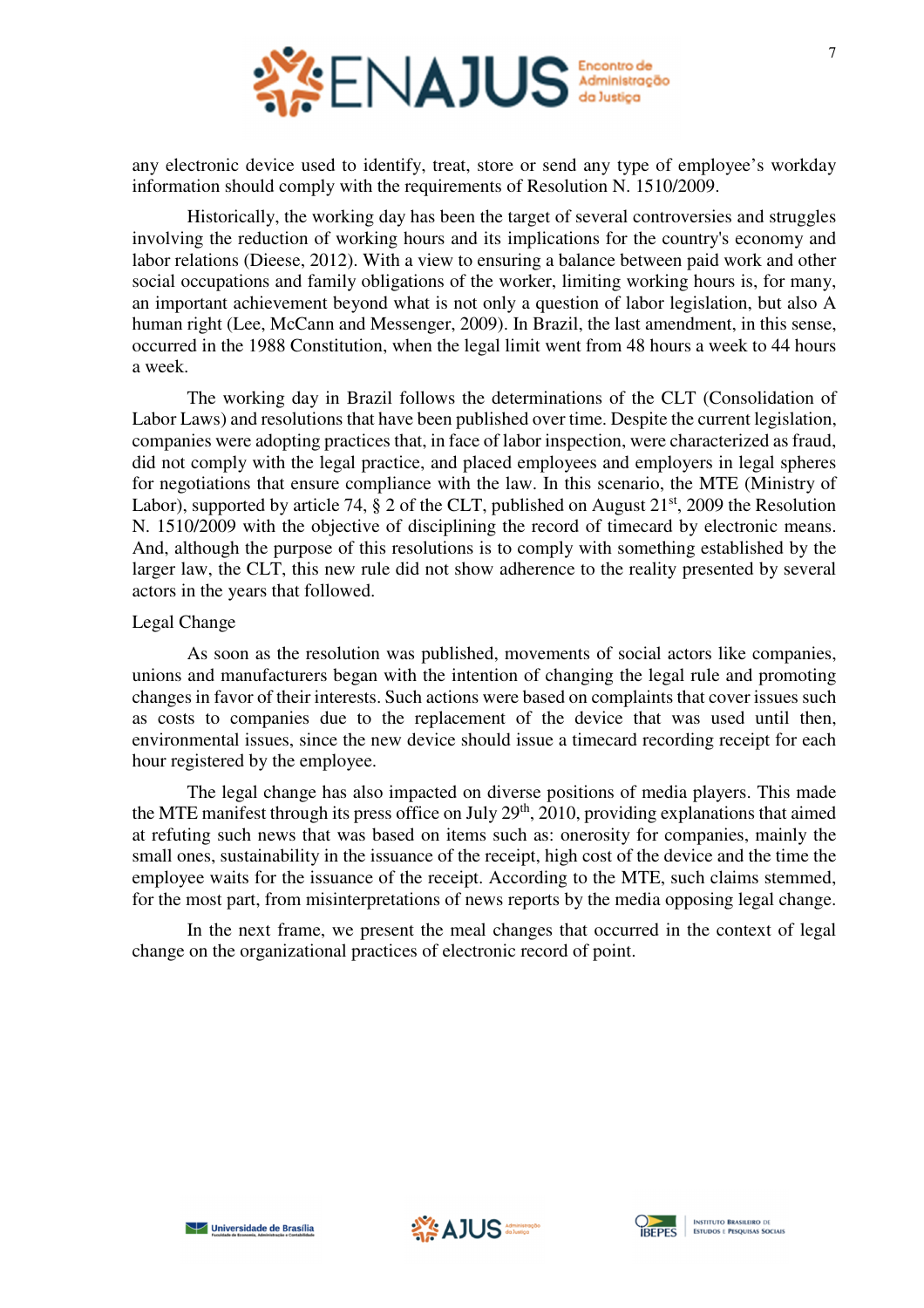any electronic device used to identify, treat, store or send any type of employee's workday information should comply with the requirements of Resolution N. 1510/2009.

Historically, the working day has been the target of several controversies and struggles involving the reduction of working hours and its implications for the country's economy and labor relations (Dieese, 2012). With a view to ensuring a balance between paid work and other social occupations and family obligations of the worker, limiting working hours is, for many, an important achievement beyond what is not only a question of labor legislation, but also A human right (Lee, McCann and Messenger, 2009). In Brazil, the last amendment, in this sense, occurred in the 1988 Constitution, when the legal limit went from 48 hours a week to 44 hours a week.

The working day in Brazil follows the determinations of the CLT (Consolidation of Labor Laws) and resolutions that have been published over time. Despite the current legislation, companies were adopting practices that, in face of labor inspection, were characterized as fraud, did not comply with the legal practice, and placed employees and employers in legal spheres for negotiations that ensure compliance with the law. In this scenario, the MTE (Ministry of Labor), supported by article 74, § 2 of the CLT, published on August 21st, 2009 the Resolution N. 1510/2009 with the objective of disciplining the record of timecard by electronic means. And, although the purpose of this resolutions is to comply with something established by the larger law, the CLT, this new rule did not show adherence to the reality presented by several actors in the years that followed.

Legal Change

As soon as the resolution was published, movements of social actors like companies, unions and manufacturers began with the intention of changing the legal rule and promoting changes in favor of their interests. Such actions were based on complaints that cover issues such as costs to companies due to the replacement of the device that was used until then, environmental issues, since the new device should issue a timecard recording receipt for each hour registered by the employee.

The legal change has also impacted on diverse positions of media players. This made the MTE manifest through its press office on July 29th, 2010, providing explanations that aimed at refuting such news that was based on items such as: onerosity for companies, mainly the small ones, sustainability in the issuance of the receipt, high cost of the device and the time the employee waits for the issuance of the receipt. According to the MTE, such claims stemmed, for the most part, from misinterpretations of news reports by the media opposing legal change.

In the next frame, we present the meal changes that occurred in the context of legal change on the organizational practices of electronic record of point.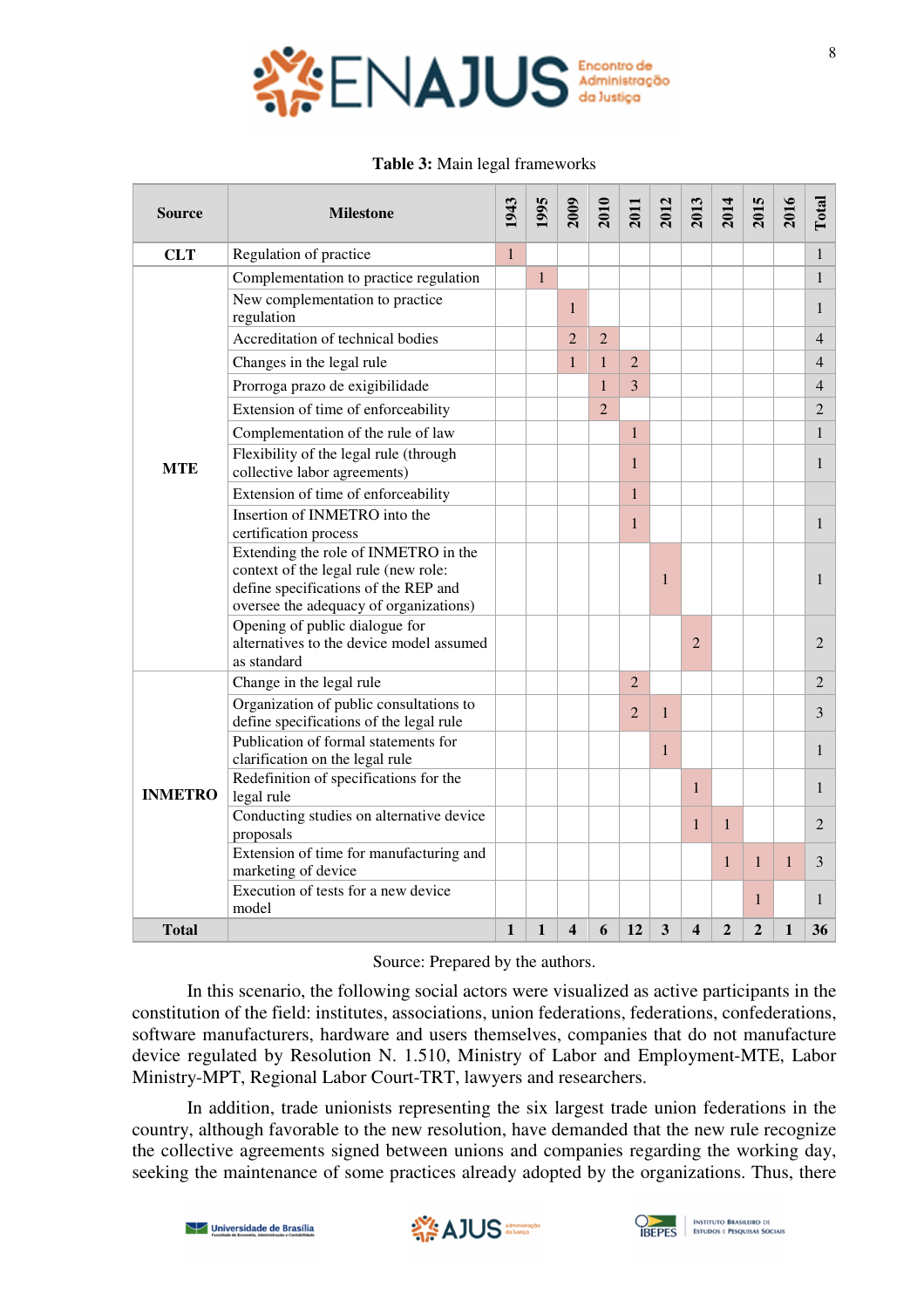**Table 3:** Main legal frameworks

| Source | Milestone | 1943 | 1995 | 2009 | 2010 | 2011 | 2012 | 2013 | 2014 | 2015 | 2016 | Total |
|---|---|---|---|---|---|---|---|---|---|---|---|---|
| CLT | Regulation of practice | 1 | | | | | | | | | | 1 |
| MTE | Complementation to practice regulation | | 1 | | | | | | | | | 1 |
| | New complementation to practice regulation | | | 1 | | | | | | | | 1 |
| | Accreditation of technical bodies | | | 2 | 2 | | | | | | | 4 |
| | Changes in the legal rule | | | 1 | 1 | 2 | | | | | | 4 |
| | Prorroga prazo de exigibilidade | | | | 1 | 3 | | | | | | 4 |
| | Extension of time of enforceability | | | | 2 | | | | | | | 2 |
| | Complementation of the rule of law | | | | | 1 | | | | | | 1 |
| | Flexibility of the legal rule (through collective labor agreements) | | | | | 1 | | | | | | 1 |
| | Extension of time of enforceability | | | | | 1 | | | | | | |
| | Insertion of INMETRO into the certification process | | | | | 1 | | | | | | 1 |
| | Extending the role of INMETRO in the context of the legal rule (new role: define specifications of the REP and oversee the adequacy of organizations) | | | | | | 1 | | | | | 1 |
| | Opening of public dialogue for alternatives to the device model assumed as standard | | | | | | | 2 | | | | 2 |
| INMETRO | Change in the legal rule | | | | | 2 | | | | | | 2 |
| | Organization of public consultations to define specifications of the legal rule | | | | | 2 | 1 | | | | | 3 |
| | Publication of formal statements for clarification on the legal rule | | | | | | 1 | | | | | 1 |
| | Redefinition of specifications for the legal rule | | | | | | | 1 | | | | 1 |
| | Conducting studies on alternative device proposals | | | | | | | 1 | 1 | | | 2 |
| | Extension of time for manufacturing and marketing of device | | | | | | | | 1 | 1 | 1 | 3 |
| | Execution of tests for a new device model | | | | | | | | | 1 | | 1 |
| **Total** | | **1** | **1** | **4** | **6** | **12** | **3** | **4** | **2** | **2** | **1** | **36** |

Source: Prepared by the authors.

In this scenario, the following social actors were visualized as active participants in the constitution of the field: institutes, associations, union federations, federations, confederations, software manufacturers, hardware and users themselves, companies that do not manufacture device regulated by Resolution N. 1.510, Ministry of Labor and Employment-MTE, Labor Ministry-MPT, Regional Labor Court-TRT, lawyers and researchers.

In addition, trade unionists representing the six largest trade union federations in the country, although favorable to the new resolution, have demanded that the new rule recognize the collective agreements signed between unions and companies regarding the working day, seeking the maintenance of some practices already adopted by the organizations. Thus, there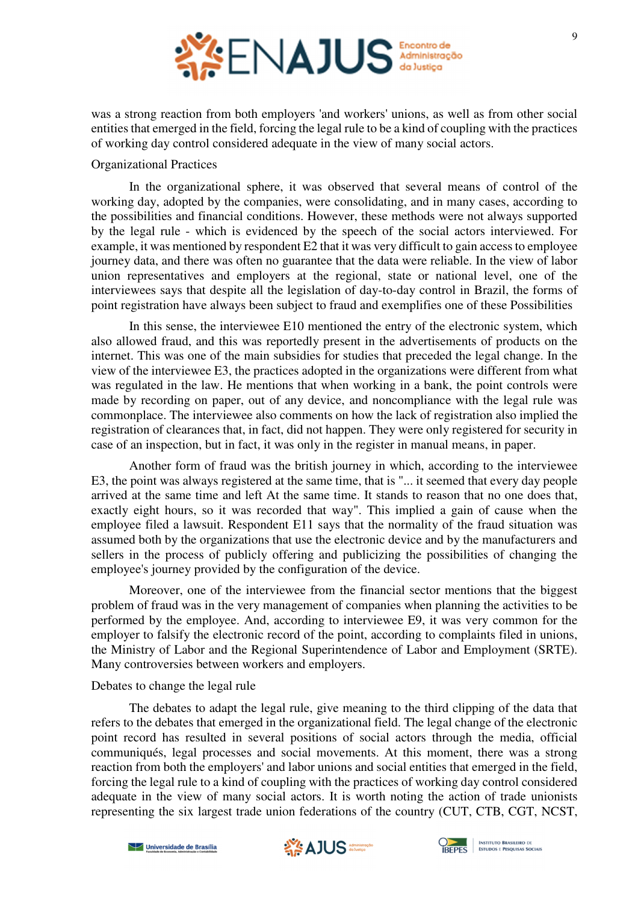was a strong reaction from both employers 'and workers' unions, as well as from other social entities that emerged in the field, forcing the legal rule to be a kind of coupling with the practices of working day control considered adequate in the view of many social actors.

Organizational Practices

In the organizational sphere, it was observed that several means of control of the working day, adopted by the companies, were consolidating, and in many cases, according to the possibilities and financial conditions. However, these methods were not always supported by the legal rule - which is evidenced by the speech of the social actors interviewed. For example, it was mentioned by respondent E2 that it was very difficult to gain access to employee journey data, and there was often no guarantee that the data were reliable. In the view of labor union representatives and employers at the regional, state or national level, one of the interviewees says that despite all the legislation of day-to-day control in Brazil, the forms of point registration have always been subject to fraud and exemplifies one of these Possibilities

In this sense, the interviewee E10 mentioned the entry of the electronic system, which also allowed fraud, and this was reportedly present in the advertisements of products on the internet. This was one of the main subsidies for studies that preceded the legal change. In the view of the interviewee E3, the practices adopted in the organizations were different from what was regulated in the law. He mentions that when working in a bank, the point controls were made by recording on paper, out of any device, and noncompliance with the legal rule was commonplace. The interviewee also comments on how the lack of registration also implied the registration of clearances that, in fact, did not happen. They were only registered for security in case of an inspection, but in fact, it was only in the register in manual means, in paper.

Another form of fraud was the british journey in which, according to the interviewee E3, the point was always registered at the same time, that is "... it seemed that every day people arrived at the same time and left At the same time. It stands to reason that no one does that, exactly eight hours, so it was recorded that way". This implied a gain of cause when the employee filed a lawsuit. Respondent E11 says that the normality of the fraud situation was assumed both by the organizations that use the electronic device and by the manufacturers and sellers in the process of publicly offering and publicizing the possibilities of changing the employee's journey provided by the configuration of the device.

Moreover, one of the interviewee from the financial sector mentions that the biggest problem of fraud was in the very management of companies when planning the activities to be performed by the employee. And, according to interviewee E9, it was very common for the employer to falsify the electronic record of the point, according to complaints filed in unions, the Ministry of Labor and the Regional Superintendence of Labor and Employment (SRTE). Many controversies between workers and employers.

Debates to change the legal rule

The debates to adapt the legal rule, give meaning to the third clipping of the data that refers to the debates that emerged in the organizational field. The legal change of the electronic point record has resulted in several positions of social actors through the media, official communiqués, legal processes and social movements. At this moment, there was a strong reaction from both the employers' and labor unions and social entities that emerged in the field, forcing the legal rule to a kind of coupling with the practices of working day control considered adequate in the view of many social actors. It is worth noting the action of trade unionists representing the six largest trade union federations of the country (CUT, CTB, CGT, NCST,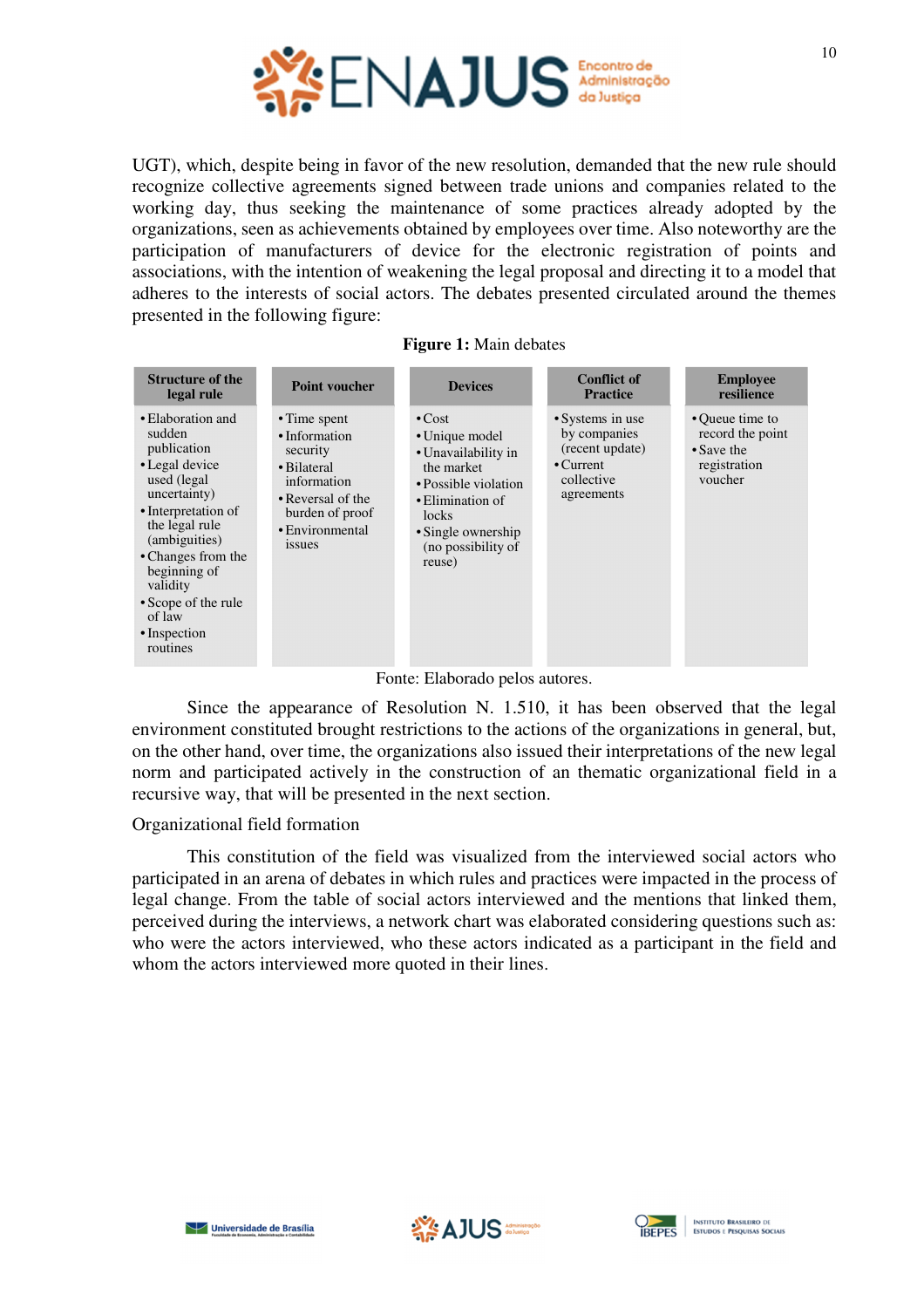UGT), which, despite being in favor of the new resolution, demanded that the new rule should recognize collective agreements signed between trade unions and companies related to the working day, thus seeking the maintenance of some practices already adopted by the organizations, seen as achievements obtained by employees over time. Also noteworthy are the participation of manufacturers of device for the electronic registration of points and associations, with the intention of weakening the legal proposal and directing it to a model that adheres to the interests of social actors. The debates presented circulated around the themes presented in the following figure:

**Figure 1:** Main debates

| Structure of the legal rule | Point voucher | Devices | Conflict of Practice | Employee resilience |
|---|---|---|---|---|
| • Elaboration and sudden publication<br>• Legal device used (legal uncertainty)<br>• Interpretation of the legal rule (ambiguities)<br>• Changes from the beginning of validity<br>• Scope of the rule of law<br>• Inspection routines | • Time spent<br>• Information security<br>• Bilateral information<br>• Reversal of the burden of proof<br>• Environmental issues | • Cost<br>• Unique model<br>• Unavailability in the market<br>• Possible violation<br>• Elimination of locks<br>• Single ownership (no possibility of reuse) | • Systems in use by companies (recent update)<br>• Current collective agreements | • Queue time to record the point<br>• Save the registration voucher |

Fonte: Elaborado pelos autores.

Since the appearance of Resolution N. 1.510, it has been observed that the legal environment constituted brought restrictions to the actions of the organizations in general, but, on the other hand, over time, the organizations also issued their interpretations of the new legal norm and participated actively in the construction of an thematic organizational field in a recursive way, that will be presented in the next section.

Organizational field formation

This constitution of the field was visualized from the interviewed social actors who participated in an arena of debates in which rules and practices were impacted in the process of legal change. From the table of social actors interviewed and the mentions that linked them, perceived during the interviews, a network chart was elaborated considering questions such as: who were the actors interviewed, who these actors indicated as a participant in the field and whom the actors interviewed more quoted in their lines.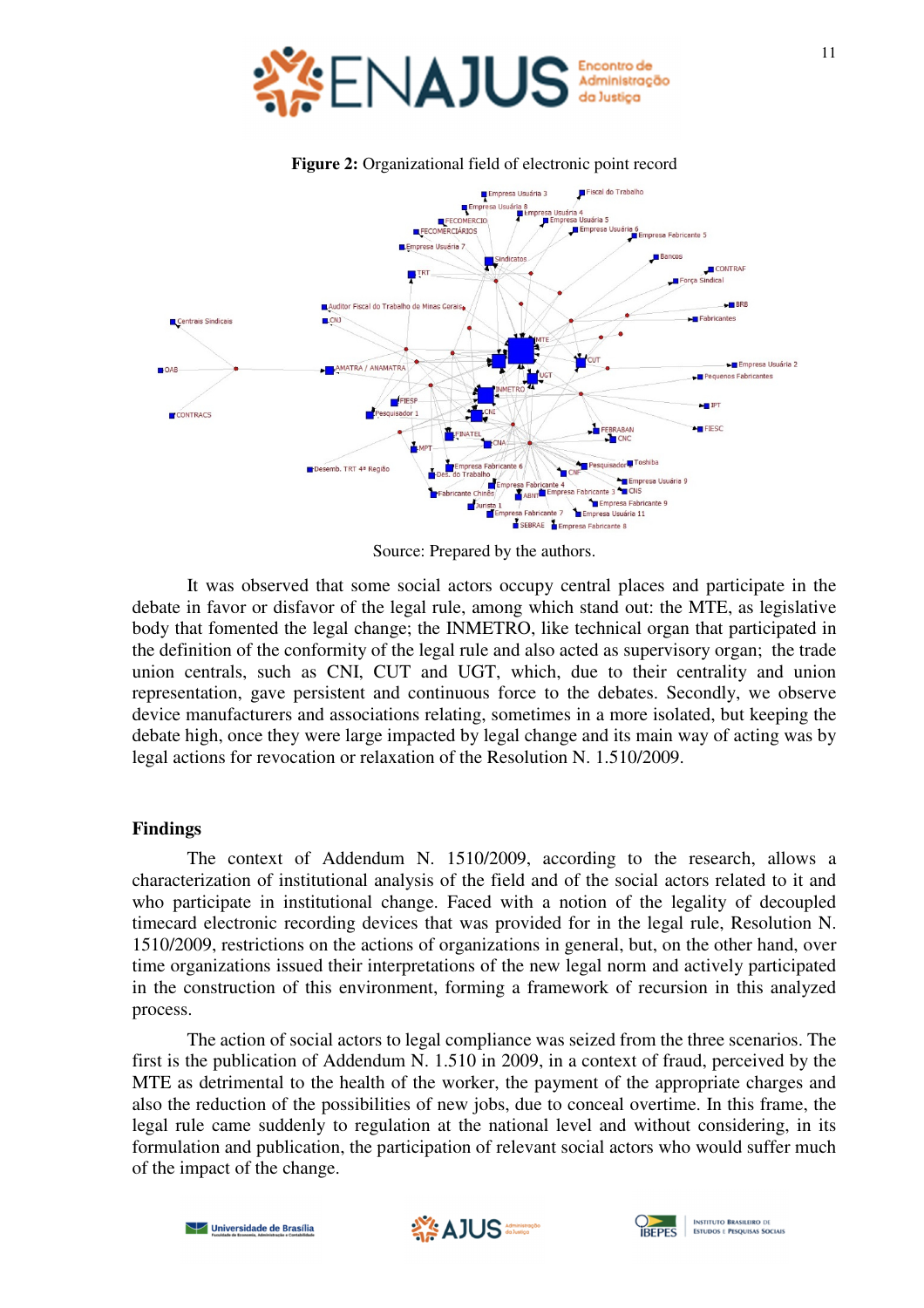**Figure 2:** Organizational field of electronic point record

Source: Prepared by the authors.

It was observed that some social actors occupy central places and participate in the debate in favor or disfavor of the legal rule, among which stand out: the MTE, as legislative body that fomented the legal change; the INMETRO, like technical organ that participated in the definition of the conformity of the legal rule and also acted as supervisory organ; the trade union centrals, such as CNI, CUT and UGT, which, due to their centrality and union representation, gave persistent and continuous force to the debates. Secondly, we observe device manufacturers and associations relating, sometimes in a more isolated, but keeping the debate high, once they were large impacted by legal change and its main way of acting was by legal actions for revocation or relaxation of the Resolution N. 1.510/2009.

## Findings

The context of Addendum N. 1510/2009, according to the research, allows a characterization of institutional analysis of the field and of the social actors related to it and who participate in institutional change. Faced with a notion of the legality of decoupled timecard electronic recording devices that was provided for in the legal rule, Resolution N. 1510/2009, restrictions on the actions of organizations in general, but, on the other hand, over time organizations issued their interpretations of the new legal norm and actively participated in the construction of this environment, forming a framework of recursion in this analyzed process.

The action of social actors to legal compliance was seized from the three scenarios. The first is the publication of Addendum N. 1.510 in 2009, in a context of fraud, perceived by the MTE as detrimental to the health of the worker, the payment of the appropriate charges and also the reduction of the possibilities of new jobs, due to conceal overtime. In this frame, the legal rule came suddenly to regulation at the national level and without considering, in its formulation and publication, the participation of relevant social actors who would suffer much of the impact of the change.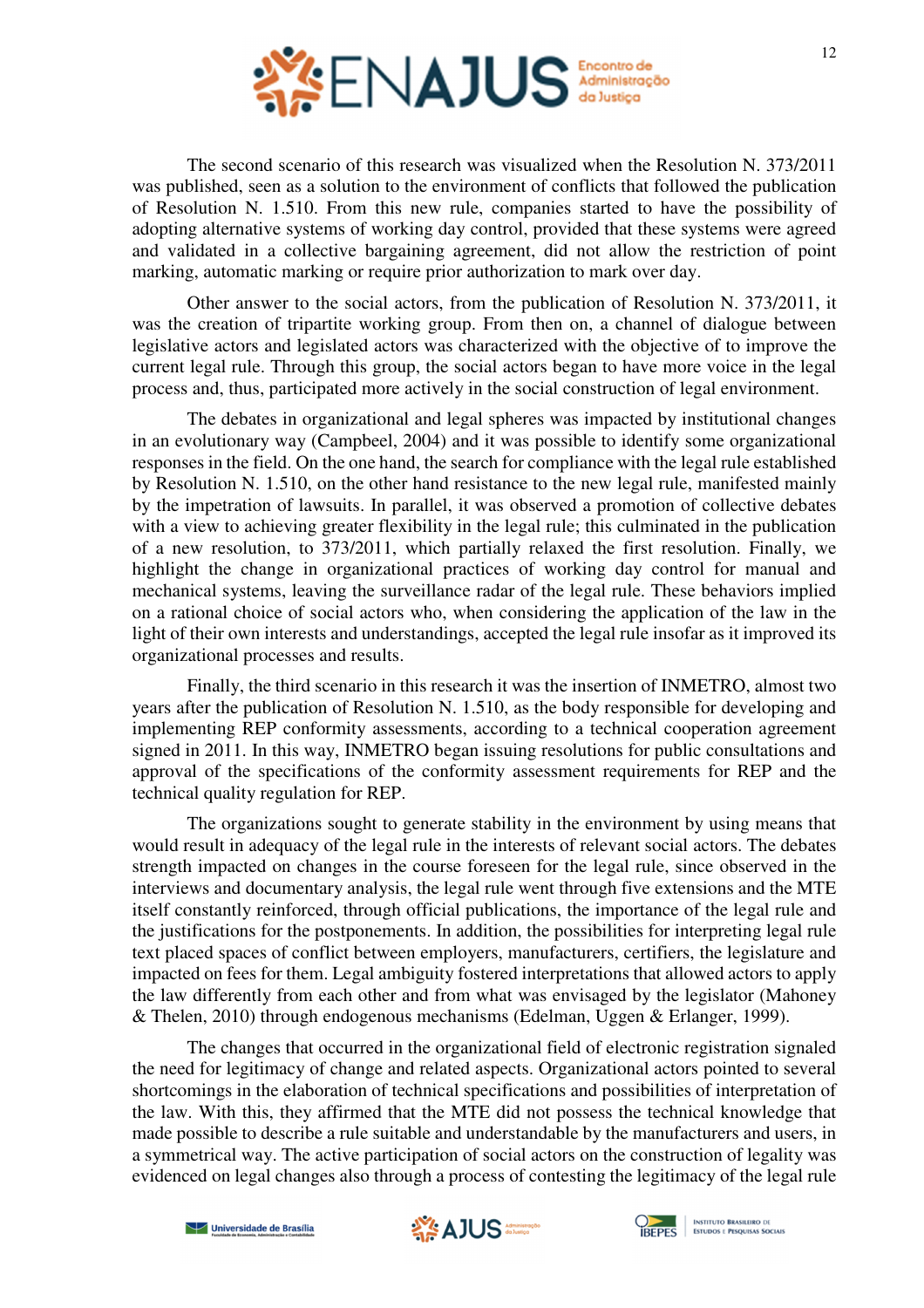The second scenario of this research was visualized when the Resolution N. 373/2011 was published, seen as a solution to the environment of conflicts that followed the publication of Resolution N. 1.510. From this new rule, companies started to have the possibility of adopting alternative systems of working day control, provided that these systems were agreed and validated in a collective bargaining agreement, did not allow the restriction of point marking, automatic marking or require prior authorization to mark over day.

Other answer to the social actors, from the publication of Resolution N. 373/2011, it was the creation of tripartite working group. From then on, a channel of dialogue between legislative actors and legislated actors was characterized with the objective of to improve the current legal rule. Through this group, the social actors began to have more voice in the legal process and, thus, participated more actively in the social construction of legal environment.

The debates in organizational and legal spheres was impacted by institutional changes in an evolutionary way (Campbeel, 2004) and it was possible to identify some organizational responses in the field. On the one hand, the search for compliance with the legal rule established by Resolution N. 1.510, on the other hand resistance to the new legal rule, manifested mainly by the impetration of lawsuits. In parallel, it was observed a promotion of collective debates with a view to achieving greater flexibility in the legal rule; this culminated in the publication of a new resolution, to 373/2011, which partially relaxed the first resolution. Finally, we highlight the change in organizational practices of working day control for manual and mechanical systems, leaving the surveillance radar of the legal rule. These behaviors implied on a rational choice of social actors who, when considering the application of the law in the light of their own interests and understandings, accepted the legal rule insofar as it improved its organizational processes and results.

Finally, the third scenario in this research it was the insertion of INMETRO, almost two years after the publication of Resolution N. 1.510, as the body responsible for developing and implementing REP conformity assessments, according to a technical cooperation agreement signed in 2011. In this way, INMETRO began issuing resolutions for public consultations and approval of the specifications of the conformity assessment requirements for REP and the technical quality regulation for REP.

The organizations sought to generate stability in the environment by using means that would result in adequacy of the legal rule in the interests of relevant social actors. The debates strength impacted on changes in the course foreseen for the legal rule, since observed in the interviews and documentary analysis, the legal rule went through five extensions and the MTE itself constantly reinforced, through official publications, the importance of the legal rule and the justifications for the postponements. In addition, the possibilities for interpreting legal rule text placed spaces of conflict between employers, manufacturers, certifiers, the legislature and impacted on fees for them. Legal ambiguity fostered interpretations that allowed actors to apply the law differently from each other and from what was envisaged by the legislator (Mahoney & Thelen, 2010) through endogenous mechanisms (Edelman, Uggen & Erlanger, 1999).

The changes that occurred in the organizational field of electronic registration signaled the need for legitimacy of change and related aspects. Organizational actors pointed to several shortcomings in the elaboration of technical specifications and possibilities of interpretation of the law. With this, they affirmed that the MTE did not possess the technical knowledge that made possible to describe a rule suitable and understandable by the manufacturers and users, in a symmetrical way. The active participation of social actors on the construction of legality was evidenced on legal changes also through a process of contesting the legitimacy of the legal rule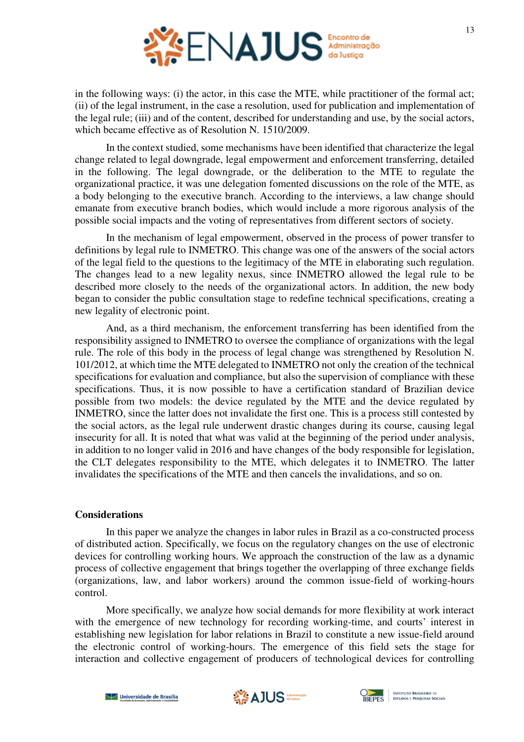in the following ways: (i) the actor, in this case the MTE, while practitioner of the formal act; (ii) of the legal instrument, in the case a resolution, used for publication and implementation of the legal rule; (iii) and of the content, described for understanding and use, by the social actors, which became effective as of Resolution N. 1510/2009.

In the context studied, some mechanisms have been identified that characterize the legal change related to legal downgrade, legal empowerment and enforcement transferring, detailed in the following. The legal downgrade, or the deliberation to the MTE to regulate the organizational practice, it was une delegation fomented discussions on the role of the MTE, as a body belonging to the executive branch. According to the interviews, a law change should emanate from executive branch bodies, which would include a more rigorous analysis of the possible social impacts and the voting of representatives from different sectors of society.

In the mechanism of legal empowerment, observed in the process of power transfer to definitions by legal rule to INMETRO. This change was one of the answers of the social actors of the legal field to the questions to the legitimacy of the MTE in elaborating such regulation. The changes lead to a new legality nexus, since INMETRO allowed the legal rule to be described more closely to the needs of the organizational actors. In addition, the new body began to consider the public consultation stage to redefine technical specifications, creating a new legality of electronic point.

And, as a third mechanism, the enforcement transferring has been identified from the responsibility assigned to INMETRO to oversee the compliance of organizations with the legal rule. The role of this body in the process of legal change was strengthened by Resolution N. 101/2012, at which time the MTE delegated to INMETRO not only the creation of the technical specifications for evaluation and compliance, but also the supervision of compliance with these specifications. Thus, it is now possible to have a certification standard of Brazilian device possible from two models: the device regulated by the MTE and the device regulated by INMETRO, since the latter does not invalidate the first one. This is a process still contested by the social actors, as the legal rule underwent drastic changes during its course, causing legal insecurity for all. It is noted that what was valid at the beginning of the period under analysis, in addition to no longer valid in 2016 and have changes of the body responsible for legislation, the CLT delegates responsibility to the MTE, which delegates it to INMETRO. The latter invalidates the specifications of the MTE and then cancels the invalidations, and so on.

## Considerations

In this paper we analyze the changes in labor rules in Brazil as a co-constructed process of distributed action. Specifically, we focus on the regulatory changes on the use of electronic devices for controlling working hours. We approach the construction of the law as a dynamic process of collective engagement that brings together the overlapping of three exchange fields (organizations, law, and labor workers) around the common issue-field of working-hours control.

More specifically, we analyze how social demands for more flexibility at work interact with the emergence of new technology for recording working-time, and courts' interest in establishing new legislation for labor relations in Brazil to constitute a new issue-field around the electronic control of working-hours. The emergence of this field sets the stage for interaction and collective engagement of producers of technological devices for controlling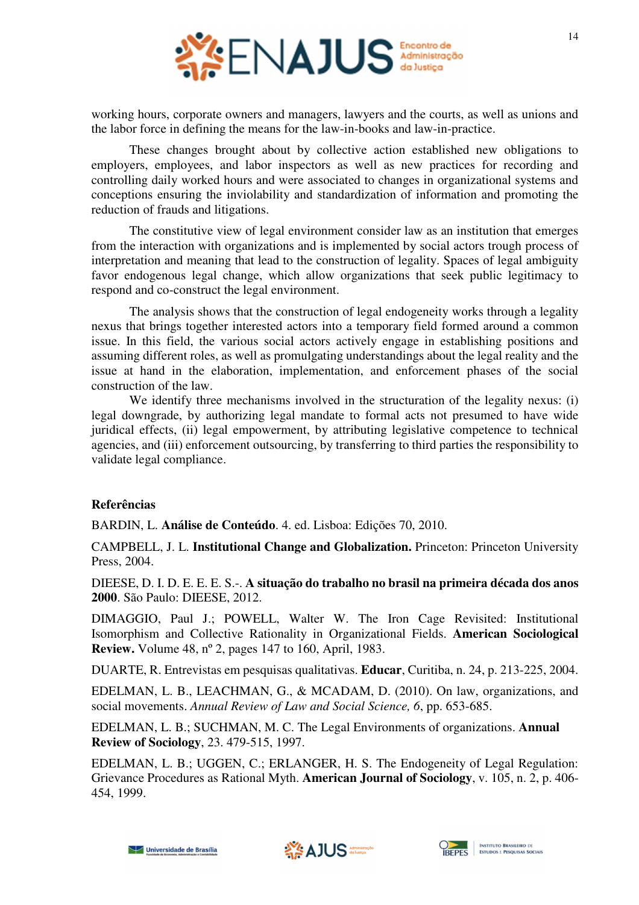working hours, corporate owners and managers, lawyers and the courts, as well as unions and the labor force in defining the means for the law-in-books and law-in-practice.

These changes brought about by collective action established new obligations to employers, employees, and labor inspectors as well as new practices for recording and controlling daily worked hours and were associated to changes in organizational systems and conceptions ensuring the inviolability and standardization of information and promoting the reduction of frauds and litigations.

The constitutive view of legal environment consider law as an institution that emerges from the interaction with organizations and is implemented by social actors trough process of interpretation and meaning that lead to the construction of legality. Spaces of legal ambiguity favor endogenous legal change, which allow organizations that seek public legitimacy to respond and co-construct the legal environment.

The analysis shows that the construction of legal endogeneity works through a legality nexus that brings together interested actors into a temporary field formed around a common issue. In this field, the various social actors actively engage in establishing positions and assuming different roles, as well as promulgating understandings about the legal reality and the issue at hand in the elaboration, implementation, and enforcement phases of the social construction of the law.

We identify three mechanisms involved in the structuration of the legality nexus: (i) legal downgrade, by authorizing legal mandate to formal acts not presumed to have wide juridical effects, (ii) legal empowerment, by attributing legislative competence to technical agencies, and (iii) enforcement outsourcing, by transferring to third parties the responsibility to validate legal compliance.

## Referências

BARDIN, L. **Análise de Conteúdo**. 4. ed. Lisboa: Edições 70, 2010.

CAMPBELL, J. L. **Institutional Change and Globalization.** Princeton: Princeton University Press, 2004.

DIEESE, D. I. D. E. E. E. S.-. **A situação do trabalho no brasil na primeira década dos anos 2000**. São Paulo: DIEESE, 2012.

DIMAGGIO, Paul J.; POWELL, Walter W. The Iron Cage Revisited: Institutional Isomorphism and Collective Rationality in Organizational Fields. **American Sociological Review.** Volume 48, nº 2, pages 147 to 160, April, 1983.

DUARTE, R. Entrevistas em pesquisas qualitativas. **Educar**, Curitiba, n. 24, p. 213-225, 2004.

EDELMAN, L. B., LEACHMAN, G., & MCADAM, D. (2010). On law, organizations, and social movements. *Annual Review of Law and Social Science, 6*, pp. 653-685.

EDELMAN, L. B.; SUCHMAN, M. C. The Legal Environments of organizations. **Annual Review of Sociology**, 23. 479-515, 1997.

EDELMAN, L. B.; UGGEN, C.; ERLANGER, H. S. The Endogeneity of Legal Regulation: Grievance Procedures as Rational Myth. **American Journal of Sociology**, v. 105, n. 2, p. 406-454, 1999.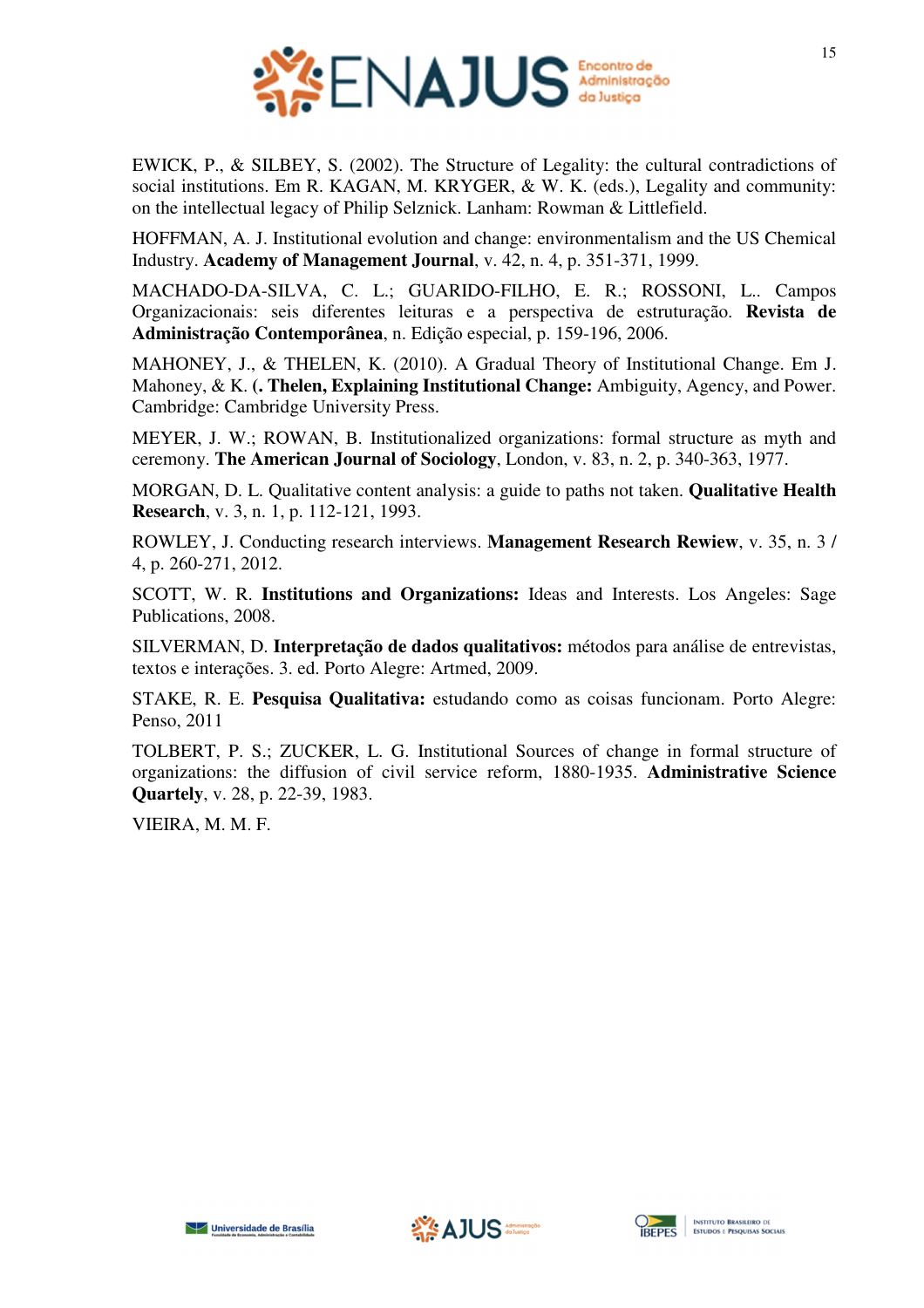EWICK, P., & SILBEY, S. (2002). The Structure of Legality: the cultural contradictions of social institutions. Em R. KAGAN, M. KRYGER, & W. K. (eds.), Legality and community: on the intellectual legacy of Philip Selznick. Lanham: Rowman & Littlefield.

HOFFMAN, A. J. Institutional evolution and change: environmentalism and the US Chemical Industry. **Academy of Management Journal**, v. 42, n. 4, p. 351-371, 1999.

MACHADO-DA-SILVA, C. L.; GUARIDO-FILHO, E. R.; ROSSONI, L.. Campos Organizacionais: seis diferentes leituras e a perspectiva de estruturação. **Revista de Administração Contemporânea**, n. Edição especial, p. 159-196, 2006.

MAHONEY, J., & THELEN, K. (2010). A Gradual Theory of Institutional Change. Em J. Mahoney, & K. **(. Thelen, Explaining Institutional Change:** Ambiguity, Agency, and Power. Cambridge: Cambridge University Press.

MEYER, J. W.; ROWAN, B. Institutionalized organizations: formal structure as myth and ceremony. **The American Journal of Sociology**, London, v. 83, n. 2, p. 340-363, 1977.

MORGAN, D. L. Qualitative content analysis: a guide to paths not taken. **Qualitative Health Research**, v. 3, n. 1, p. 112-121, 1993.

ROWLEY, J. Conducting research interviews. **Management Research Rewiew**, v. 35, n. 3 / 4, p. 260-271, 2012.

SCOTT, W. R. **Institutions and Organizations:** Ideas and Interests. Los Angeles: Sage Publications, 2008.

SILVERMAN, D. **Interpretação de dados qualitativos:** métodos para análise de entrevistas, textos e interações. 3. ed. Porto Alegre: Artmed, 2009.

STAKE, R. E. **Pesquisa Qualitativa:** estudando como as coisas funcionam. Porto Alegre: Penso, 2011

TOLBERT, P. S.; ZUCKER, L. G. Institutional Sources of change in formal structure of organizations: the diffusion of civil service reform, 1880-1935. **Administrative Science Quartely**, v. 28, p. 22-39, 1983.

VIEIRA, M. M. F.